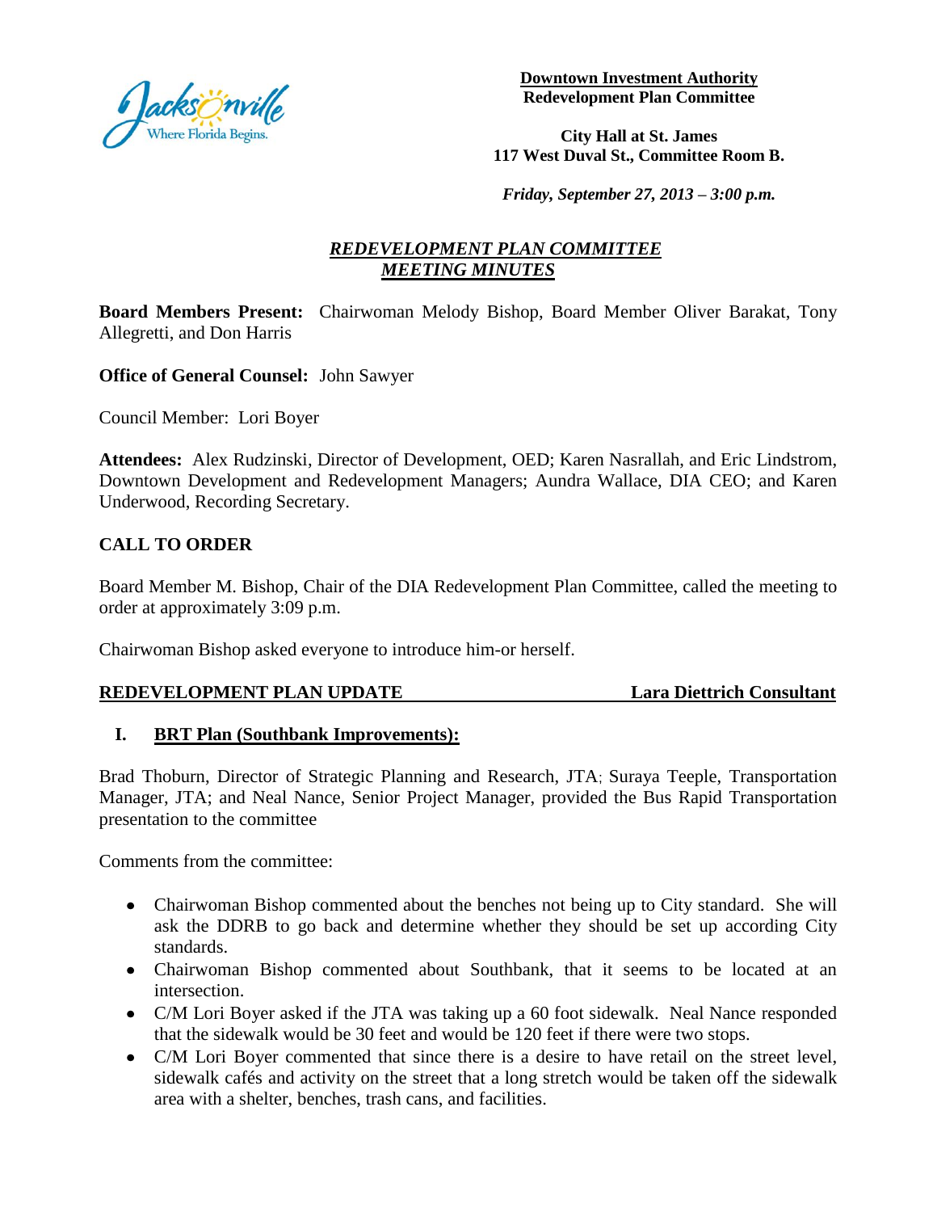**Downtown Investment Authority**
**Redevelopment Plan Committee**

**City Hall at St. James**
**117 West Duval St., Committee Room B.**

***Friday, September 27, 2013 – 3:00 p.m.***

# *REDEVELOPMENT PLAN COMMITTEE MEETING MINUTES*

**Board Members Present:** Chairwoman Melody Bishop, Board Member Oliver Barakat, Tony Allegretti, and Don Harris

**Office of General Counsel:** John Sawyer

Council Member: Lori Boyer

**Attendees:** Alex Rudzinski, Director of Development, OED; Karen Nasrallah, and Eric Lindstrom, Downtown Development and Redevelopment Managers; Aundra Wallace, DIA CEO; and Karen Underwood, Recording Secretary.

## CALL TO ORDER

Board Member M. Bishop, Chair of the DIA Redevelopment Plan Committee, called the meeting to order at approximately 3:09 p.m.

Chairwoman Bishop asked everyone to introduce him-or herself.

## REDEVELOPMENT PLAN UPDATE — Lara Diettrich Consultant

### I. BRT Plan (Southbank Improvements):

Brad Thoburn, Director of Strategic Planning and Research, JTA; Suraya Teeple, Transportation Manager, JTA; and Neal Nance, Senior Project Manager, provided the Bus Rapid Transportation presentation to the committee

Comments from the committee:

- Chairwoman Bishop commented about the benches not being up to City standard. She will ask the DDRB to go back and determine whether they should be set up according City standards.
- Chairwoman Bishop commented about Southbank, that it seems to be located at an intersection.
- C/M Lori Boyer asked if the JTA was taking up a 60 foot sidewalk. Neal Nance responded that the sidewalk would be 30 feet and would be 120 feet if there were two stops.
- C/M Lori Boyer commented that since there is a desire to have retail on the street level, sidewalk cafés and activity on the street that a long stretch would be taken off the sidewalk area with a shelter, benches, trash cans, and facilities.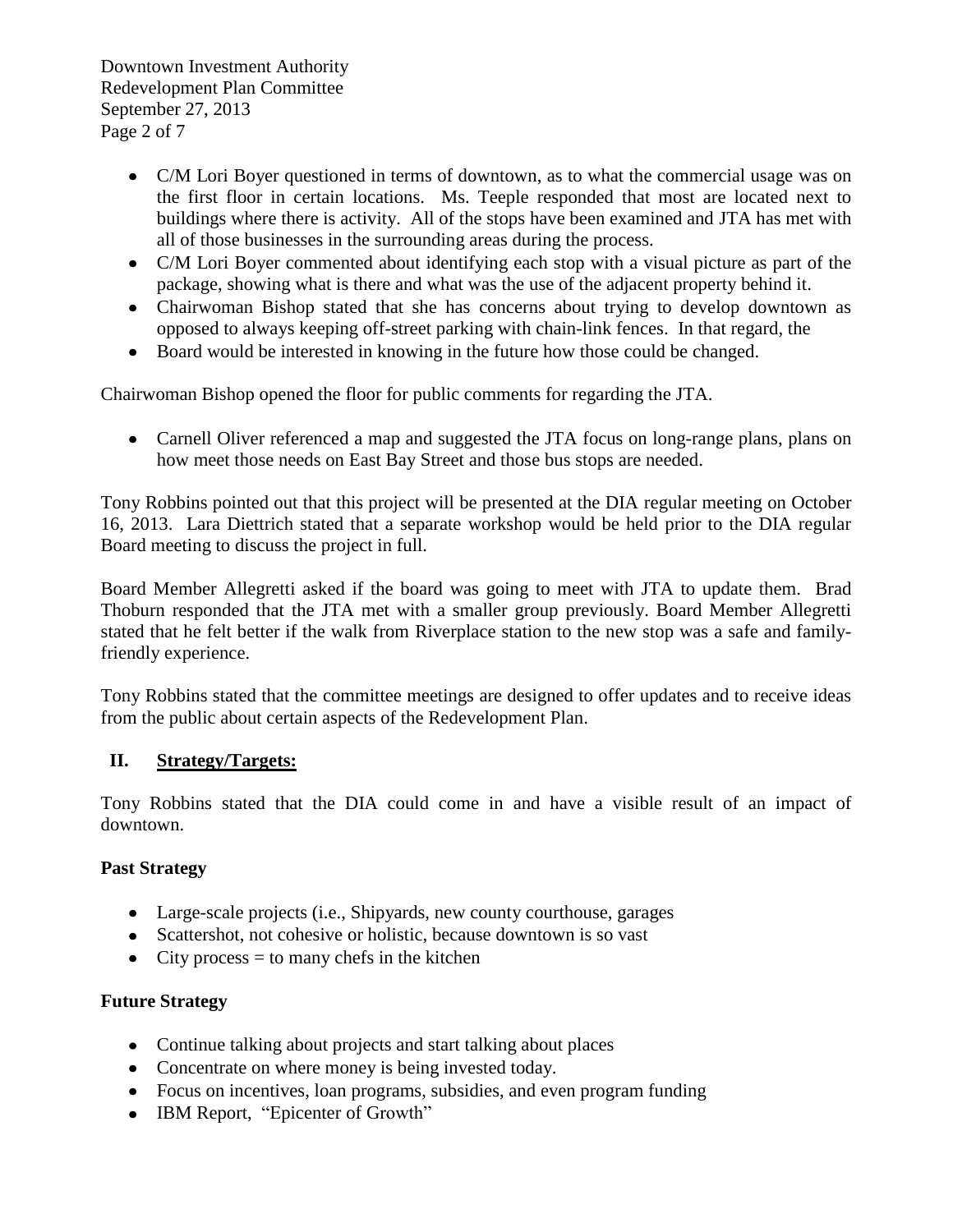- C/M Lori Boyer questioned in terms of downtown, as to what the commercial usage was on the first floor in certain locations. Ms. Teeple responded that most are located next to buildings where there is activity. All of the stops have been examined and JTA has met with all of those businesses in the surrounding areas during the process.
- C/M Lori Boyer commented about identifying each stop with a visual picture as part of the package, showing what is there and what was the use of the adjacent property behind it.
- Chairwoman Bishop stated that she has concerns about trying to develop downtown as opposed to always keeping off-street parking with chain-link fences. In that regard, the
- Board would be interested in knowing in the future how those could be changed.

Chairwoman Bishop opened the floor for public comments for regarding the JTA.

- Carnell Oliver referenced a map and suggested the JTA focus on long-range plans, plans on how meet those needs on East Bay Street and those bus stops are needed.

Tony Robbins pointed out that this project will be presented at the DIA regular meeting on October 16, 2013. Lara Diettrich stated that a separate workshop would be held prior to the DIA regular Board meeting to discuss the project in full.

Board Member Allegretti asked if the board was going to meet with JTA to update them. Brad Thoburn responded that the JTA met with a smaller group previously. Board Member Allegretti stated that he felt better if the walk from Riverplace station to the new stop was a safe and family-friendly experience.

Tony Robbins stated that the committee meetings are designed to offer updates and to receive ideas from the public about certain aspects of the Redevelopment Plan.

## II. Strategy/Targets:

Tony Robbins stated that the DIA could come in and have a visible result of an impact of downtown.

### Past Strategy

- Large-scale projects (i.e., Shipyards, new county courthouse, garages
- Scattershot, not cohesive or holistic, because downtown is so vast
- City process = to many chefs in the kitchen

### Future Strategy

- Continue talking about projects and start talking about places
- Concentrate on where money is being invested today.
- Focus on incentives, loan programs, subsidies, and even program funding
- IBM Report, "Epicenter of Growth"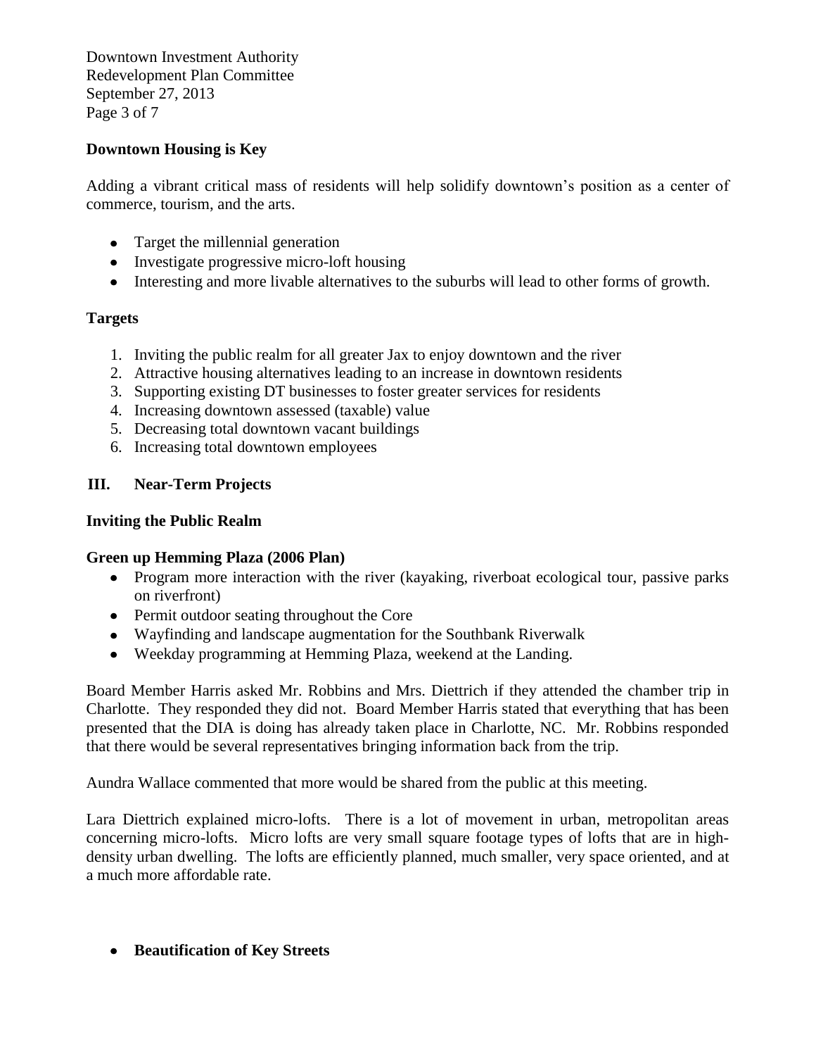**Downtown Housing is Key**

Adding a vibrant critical mass of residents will help solidify downtown's position as a center of commerce, tourism, and the arts.

- Target the millennial generation
- Investigate progressive micro-loft housing
- Interesting and more livable alternatives to the suburbs will lead to other forms of growth.

**Targets**

1. Inviting the public realm for all greater Jax to enjoy downtown and the river
2. Attractive housing alternatives leading to an increase in downtown residents
3. Supporting existing DT businesses to foster greater services for residents
4. Increasing downtown assessed (taxable) value
5. Decreasing total downtown vacant buildings
6. Increasing total downtown employees

## III. Near-Term Projects

**Inviting the Public Realm**

**Green up Hemming Plaza (2006 Plan)**

- Program more interaction with the river (kayaking, riverboat ecological tour, passive parks on riverfront)
- Permit outdoor seating throughout the Core
- Wayfinding and landscape augmentation for the Southbank Riverwalk
- Weekday programming at Hemming Plaza, weekend at the Landing.

Board Member Harris asked Mr. Robbins and Mrs. Diettrich if they attended the chamber trip in Charlotte. They responded they did not. Board Member Harris stated that everything that has been presented that the DIA is doing has already taken place in Charlotte, NC. Mr. Robbins responded that there would be several representatives bringing information back from the trip.

Aundra Wallace commented that more would be shared from the public at this meeting.

Lara Diettrich explained micro-lofts. There is a lot of movement in urban, metropolitan areas concerning micro-lofts. Micro lofts are very small square footage types of lofts that are in high-density urban dwelling. The lofts are efficiently planned, much smaller, very space oriented, and at a much more affordable rate.

- **Beautification of Key Streets**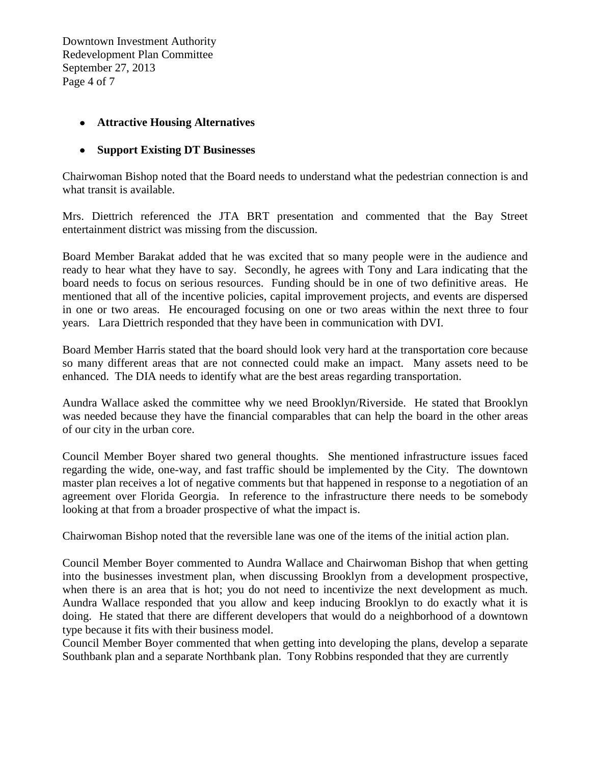- **Attractive Housing Alternatives**
- **Support Existing DT Businesses**

Chairwoman Bishop noted that the Board needs to understand what the pedestrian connection is and what transit is available.

Mrs. Diettrich referenced the JTA BRT presentation and commented that the Bay Street entertainment district was missing from the discussion.

Board Member Barakat added that he was excited that so many people were in the audience and ready to hear what they have to say. Secondly, he agrees with Tony and Lara indicating that the board needs to focus on serious resources. Funding should be in one of two definitive areas. He mentioned that all of the incentive policies, capital improvement projects, and events are dispersed in one or two areas. He encouraged focusing on one or two areas within the next three to four years. Lara Diettrich responded that they have been in communication with DVI.

Board Member Harris stated that the board should look very hard at the transportation core because so many different areas that are not connected could make an impact. Many assets need to be enhanced. The DIA needs to identify what are the best areas regarding transportation.

Aundra Wallace asked the committee why we need Brooklyn/Riverside. He stated that Brooklyn was needed because they have the financial comparables that can help the board in the other areas of our city in the urban core.

Council Member Boyer shared two general thoughts. She mentioned infrastructure issues faced regarding the wide, one-way, and fast traffic should be implemented by the City. The downtown master plan receives a lot of negative comments but that happened in response to a negotiation of an agreement over Florida Georgia. In reference to the infrastructure there needs to be somebody looking at that from a broader prospective of what the impact is.

Chairwoman Bishop noted that the reversible lane was one of the items of the initial action plan.

Council Member Boyer commented to Aundra Wallace and Chairwoman Bishop that when getting into the businesses investment plan, when discussing Brooklyn from a development prospective, when there is an area that is hot; you do not need to incentivize the next development as much. Aundra Wallace responded that you allow and keep inducing Brooklyn to do exactly what it is doing. He stated that there are different developers that would do a neighborhood of a downtown type because it fits with their business model.
Council Member Boyer commented that when getting into developing the plans, develop a separate Southbank plan and a separate Northbank plan. Tony Robbins responded that they are currently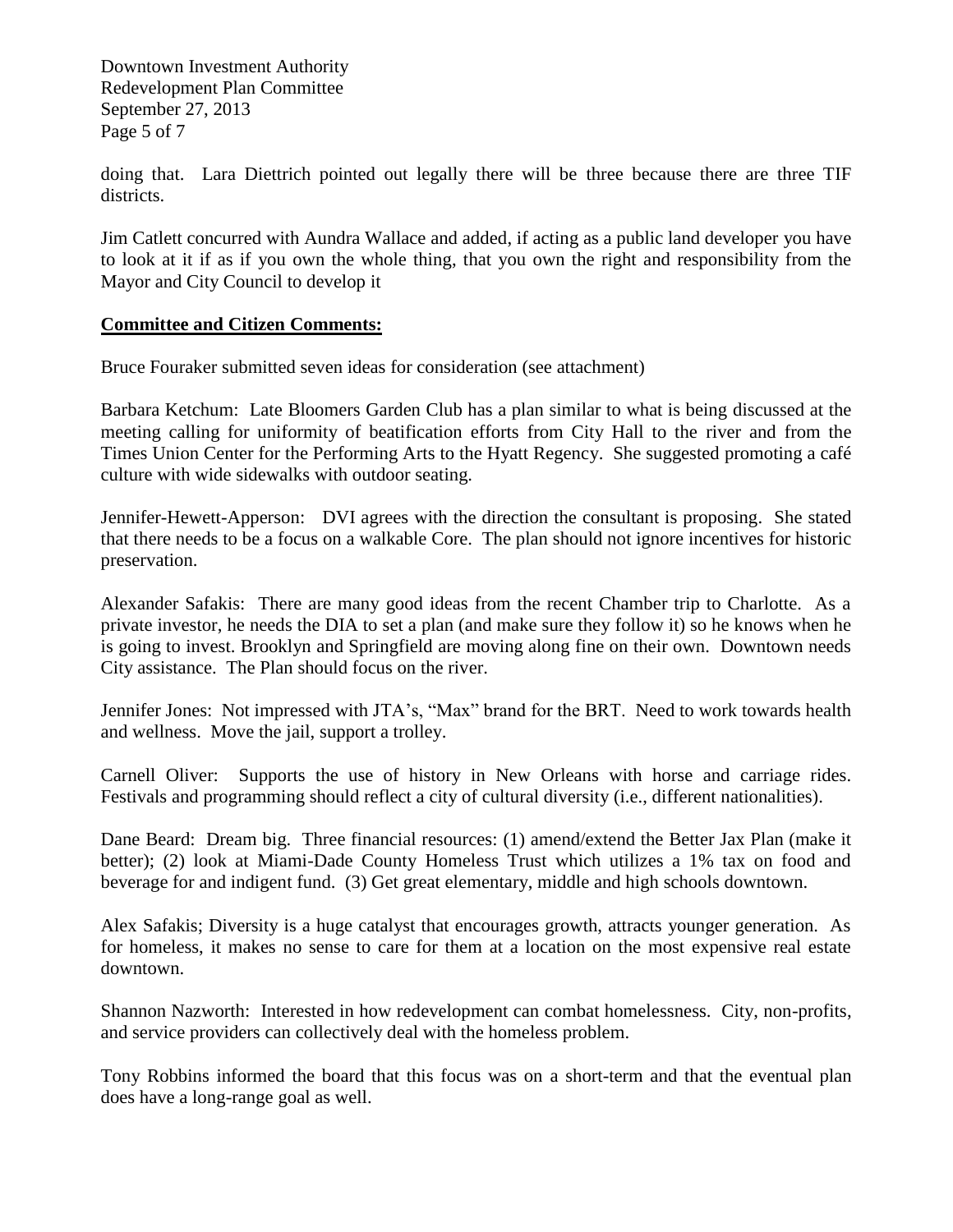doing that. Lara Diettrich pointed out legally there will be three because there are three TIF districts.

Jim Catlett concurred with Aundra Wallace and added, if acting as a public land developer you have to look at it if as if you own the whole thing, that you own the right and responsibility from the Mayor and City Council to develop it

**Committee and Citizen Comments:**

Bruce Fouraker submitted seven ideas for consideration (see attachment)

Barbara Ketchum: Late Bloomers Garden Club has a plan similar to what is being discussed at the meeting calling for uniformity of beatification efforts from City Hall to the river and from the Times Union Center for the Performing Arts to the Hyatt Regency. She suggested promoting a café culture with wide sidewalks with outdoor seating.

Jennifer-Hewett-Apperson: DVI agrees with the direction the consultant is proposing. She stated that there needs to be a focus on a walkable Core. The plan should not ignore incentives for historic preservation.

Alexander Safakis: There are many good ideas from the recent Chamber trip to Charlotte. As a private investor, he needs the DIA to set a plan (and make sure they follow it) so he knows when he is going to invest. Brooklyn and Springfield are moving along fine on their own. Downtown needs City assistance. The Plan should focus on the river.

Jennifer Jones: Not impressed with JTA's, "Max" brand for the BRT. Need to work towards health and wellness. Move the jail, support a trolley.

Carnell Oliver: Supports the use of history in New Orleans with horse and carriage rides. Festivals and programming should reflect a city of cultural diversity (i.e., different nationalities).

Dane Beard: Dream big. Three financial resources: (1) amend/extend the Better Jax Plan (make it better); (2) look at Miami-Dade County Homeless Trust which utilizes a 1% tax on food and beverage for and indigent fund. (3) Get great elementary, middle and high schools downtown.

Alex Safakis; Diversity is a huge catalyst that encourages growth, attracts younger generation. As for homeless, it makes no sense to care for them at a location on the most expensive real estate downtown.

Shannon Nazworth: Interested in how redevelopment can combat homelessness. City, non-profits, and service providers can collectively deal with the homeless problem.

Tony Robbins informed the board that this focus was on a short-term and that the eventual plan does have a long-range goal as well.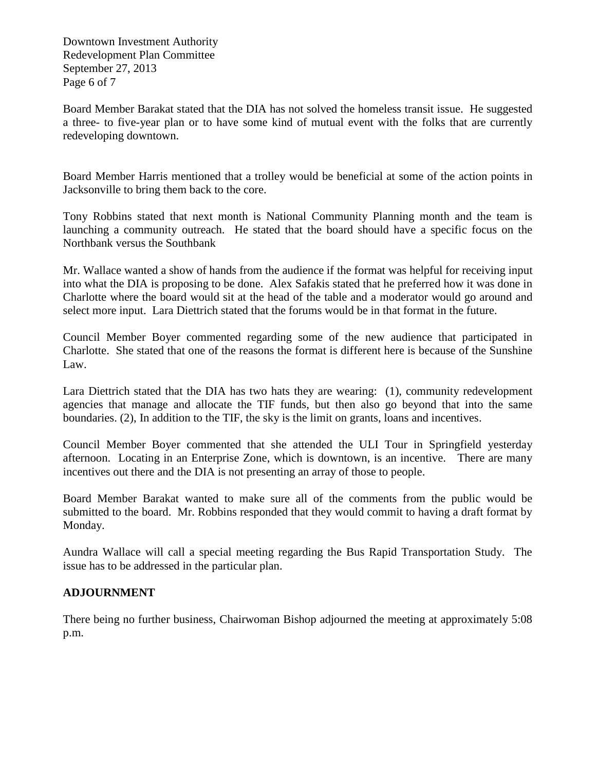Board Member Barakat stated that the DIA has not solved the homeless transit issue. He suggested a three- to five-year plan or to have some kind of mutual event with the folks that are currently redeveloping downtown.

Board Member Harris mentioned that a trolley would be beneficial at some of the action points in Jacksonville to bring them back to the core.

Tony Robbins stated that next month is National Community Planning month and the team is launching a community outreach. He stated that the board should have a specific focus on the Northbank versus the Southbank

Mr. Wallace wanted a show of hands from the audience if the format was helpful for receiving input into what the DIA is proposing to be done. Alex Safakis stated that he preferred how it was done in Charlotte where the board would sit at the head of the table and a moderator would go around and select more input. Lara Diettrich stated that the forums would be in that format in the future.

Council Member Boyer commented regarding some of the new audience that participated in Charlotte. She stated that one of the reasons the format is different here is because of the Sunshine Law.

Lara Diettrich stated that the DIA has two hats they are wearing: (1), community redevelopment agencies that manage and allocate the TIF funds, but then also go beyond that into the same boundaries. (2), In addition to the TIF, the sky is the limit on grants, loans and incentives.

Council Member Boyer commented that she attended the ULI Tour in Springfield yesterday afternoon. Locating in an Enterprise Zone, which is downtown, is an incentive. There are many incentives out there and the DIA is not presenting an array of those to people.

Board Member Barakat wanted to make sure all of the comments from the public would be submitted to the board. Mr. Robbins responded that they would commit to having a draft format by Monday.

Aundra Wallace will call a special meeting regarding the Bus Rapid Transportation Study. The issue has to be addressed in the particular plan.

**ADJOURNMENT**

There being no further business, Chairwoman Bishop adjourned the meeting at approximately 5:08 p.m.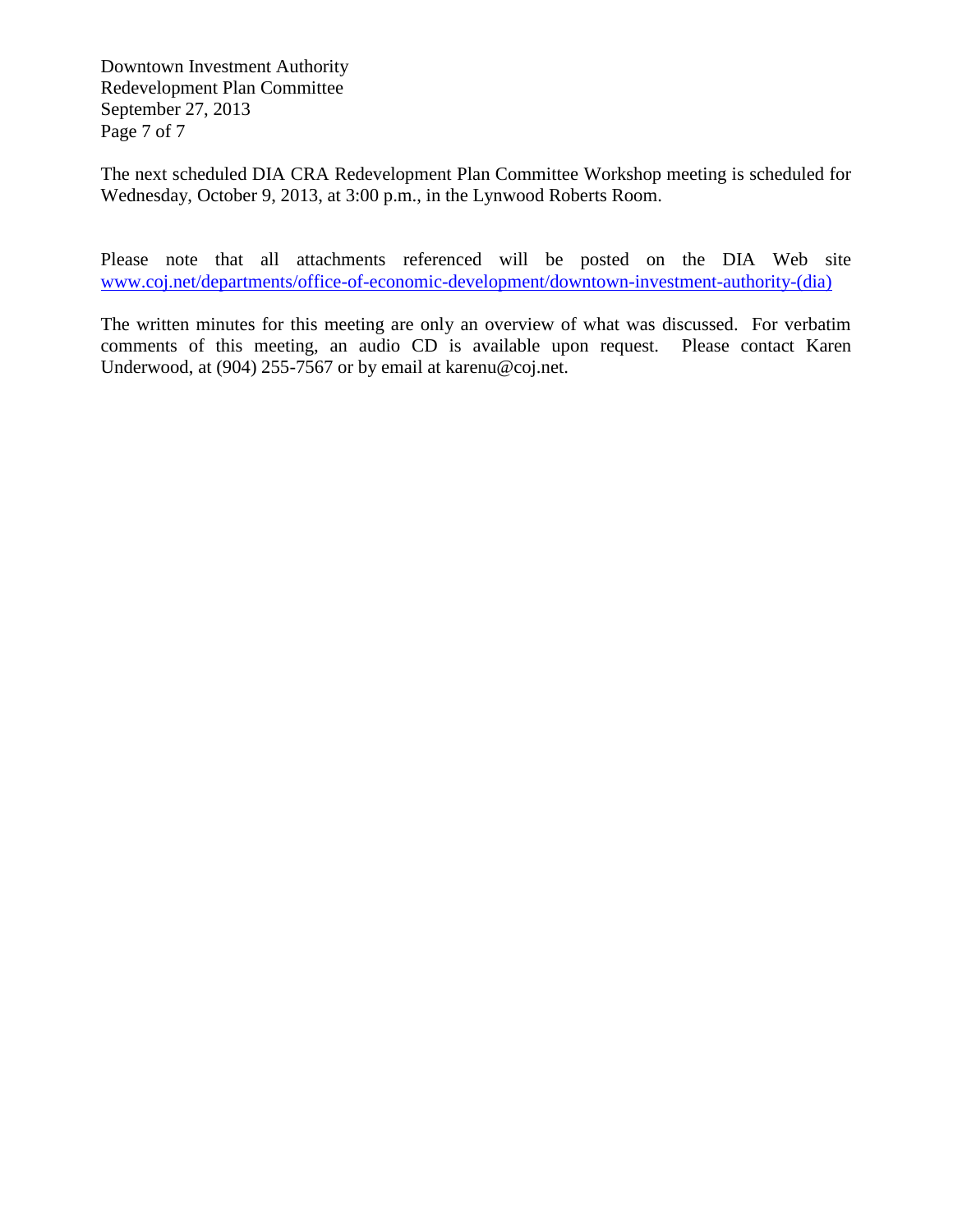The next scheduled DIA CRA Redevelopment Plan Committee Workshop meeting is scheduled for Wednesday, October 9, 2013, at 3:00 p.m., in the Lynwood Roberts Room.

Please note that all attachments referenced will be posted on the DIA Web site [www.coj.net/departments/office-of-economic-development/downtown-investment-authority-(dia)](www.coj.net/departments/office-of-economic-development/downtown-investment-authority-(dia))

The written minutes for this meeting are only an overview of what was discussed. For verbatim comments of this meeting, an audio CD is available upon request. Please contact Karen Underwood, at (904) 255-7567 or by email at karenu@coj.net.